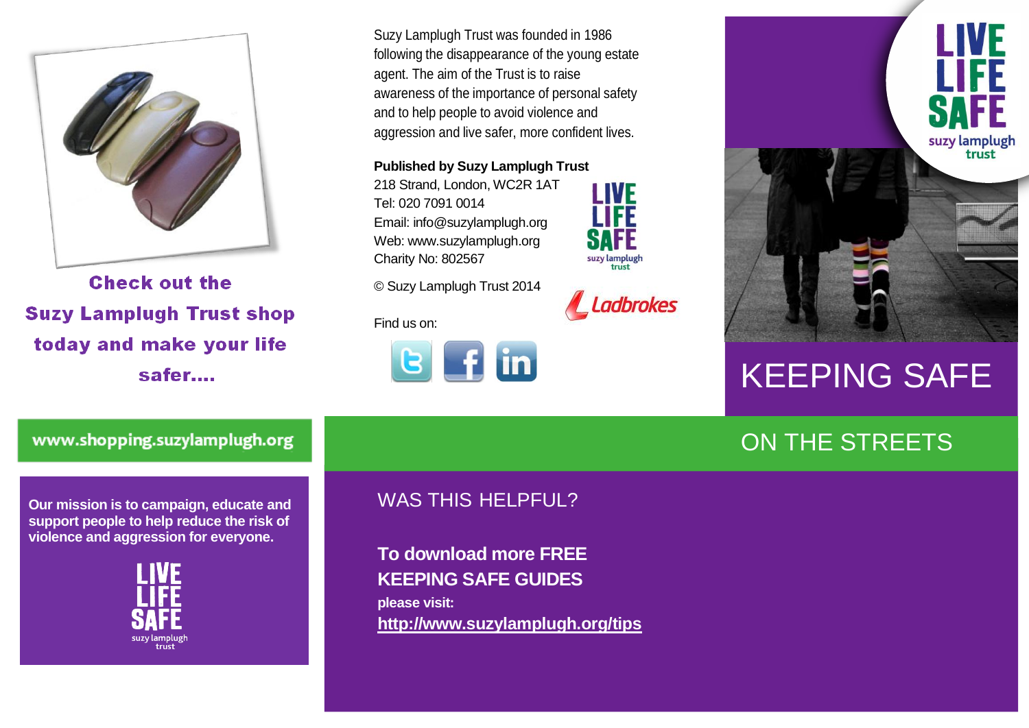# KEEPING SAFE

## ON THE STREETS

Check out the Suzy Lamplugh Trust shop today and make your life safer....

www.shopping.suzylamplugh.org

**Our mission is to campaign, educate and support people to help reduce the risk of violence and aggression for everyone.**

LIVE LIFE SAFE
suzy lamplugh trust

Suzy Lamplugh Trust was founded in 1986 following the disappearance of the young estate agent. The aim of the Trust is to raise awareness of the importance of personal safety and to help people to avoid violence and aggression and live safer, more confident lives.

**Published by Suzy Lamplugh Trust**
218 Strand, London, WC2R 1AT
Tel: 020 7091 0014
Email: info@suzylamplugh.org
Web: www.suzylamplugh.org
Charity No: 802567

© Suzy Lamplugh Trust 2014

Ladbrokes

Find us on:

WAS THIS HELPFUL?

**To download more FREE KEEPING SAFE GUIDES**
**please visit:**
**http://www.suzylamplugh.org/tips**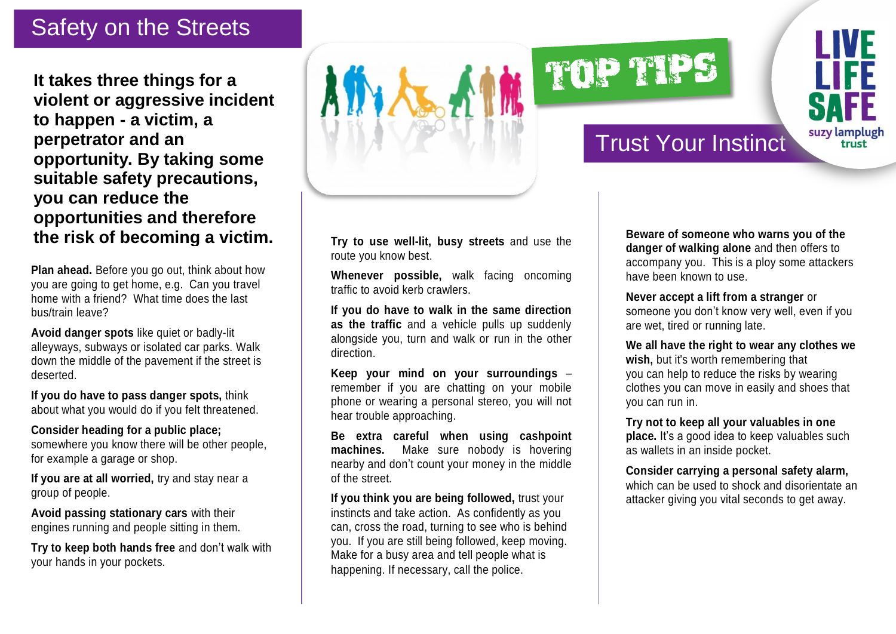# Safety on the Streets

**It takes three things for a violent or aggressive incident to happen - a victim, a perpetrator and an opportunity. By taking some suitable safety precautions, you can reduce the opportunities and therefore the risk of becoming a victim.**

**Plan ahead.** Before you go out, think about how you are going to get home, e.g. Can you travel home with a friend? What time does the last bus/train leave?

**Avoid danger spots** like quiet or badly-lit alleyways, subways or isolated car parks. Walk down the middle of the pavement if the street is deserted.

**If you do have to pass danger spots,** think about what you would do if you felt threatened.

**Consider heading for a public place;** somewhere you know there will be other people, for example a garage or shop.

**If you are at all worried,** try and stay near a group of people.

**Avoid passing stationary cars** with their engines running and people sitting in them.

**Try to keep both hands free** and don't walk with your hands in your pockets.

## TOP TIPS

**Try to use well-lit, busy streets** and use the route you know best.

**Whenever possible,** walk facing oncoming traffic to avoid kerb crawlers.

**If you do have to walk in the same direction as the traffic** and a vehicle pulls up suddenly alongside you, turn and walk or run in the other direction.

**Keep your mind on your surroundings** – remember if you are chatting on your mobile phone or wearing a personal stereo, you will not hear trouble approaching.

**Be extra careful when using cashpoint machines.** Make sure nobody is hovering nearby and don't count your money in the middle of the street.

**If you think you are being followed,** trust your instincts and take action. As confidently as you can, cross the road, turning to see who is behind you. If you are still being followed, keep moving. Make for a busy area and tell people what is happening. If necessary, call the police.

## Trust Your Instinct

LIVE LIFE SAFE

suzy lamplugh trust

**Beware of someone who warns you of the danger of walking alone** and then offers to accompany you. This is a ploy some attackers have been known to use.

**Never accept a lift from a stranger** or someone you don't know very well, even if you are wet, tired or running late.

**We all have the right to wear any clothes we wish,** but it's worth remembering that you can help to reduce the risks by wearing clothes you can move in easily and shoes that you can run in.

**Try not to keep all your valuables in one place.** It's a good idea to keep valuables such as wallets in an inside pocket.

**Consider carrying a personal safety alarm,** which can be used to shock and disorientate an attacker giving you vital seconds to get away.